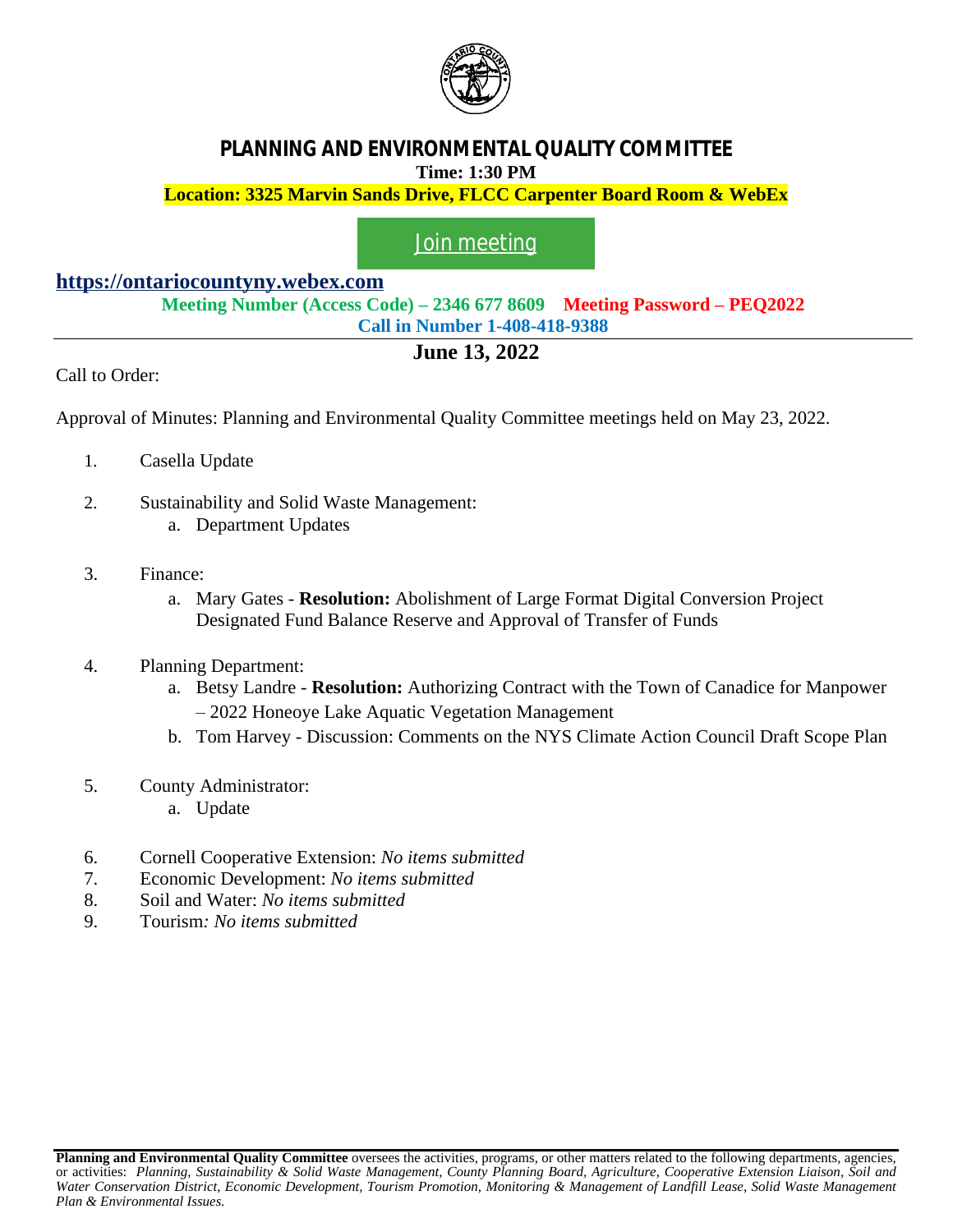# PLANNING AND ENVIRONMENTAL QUALITY COMMITTEE

**Time: 1:30 PM**

**Location: 3325 Marvin Sands Drive, FLCC Carpenter Board Room & WebEx**

Join meeting

**https://ontariocountyny.webex.com**

**Meeting Number (Access Code) – 2346 677 8609 Meeting Password – PEQ2022**

**Call in Number 1-408-418-9388**

## June 13, 2022

Call to Order:

Approval of Minutes: Planning and Environmental Quality Committee meetings held on May 23, 2022.

1. Casella Update

2. Sustainability and Solid Waste Management:
   a. Department Updates

3. Finance:
   a. Mary Gates - **Resolution:** Abolishment of Large Format Digital Conversion Project Designated Fund Balance Reserve and Approval of Transfer of Funds

4. Planning Department:
   a. Betsy Landre - **Resolution:** Authorizing Contract with the Town of Canadice for Manpower – 2022 Honeoye Lake Aquatic Vegetation Management
   b. Tom Harvey - Discussion: Comments on the NYS Climate Action Council Draft Scope Plan

5. County Administrator:
   a. Update

6. Cornell Cooperative Extension: *No items submitted*
7. Economic Development: *No items submitted*
8. Soil and Water: *No items submitted*
9. Tourism*: No items submitted*

**Planning and Environmental Quality Committee** oversees the activities, programs, or other matters related to the following departments, agencies, or activities: *Planning, Sustainability & Solid Waste Management, County Planning Board, Agriculture, Cooperative Extension Liaison, Soil and Water Conservation District, Economic Development, Tourism Promotion, Monitoring & Management of Landfill Lease, Solid Waste Management Plan & Environmental Issues.*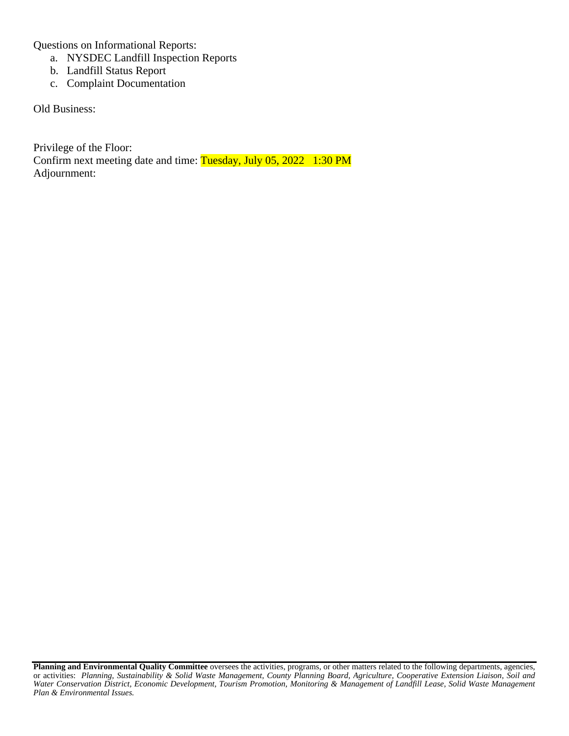Questions on Informational Reports:

a. NYSDEC Landfill Inspection Reports
b. Landfill Status Report
c. Complaint Documentation

Old Business:

Privilege of the Floor:

Confirm next meeting date and time: Tuesday, July 05, 2022 1:30 PM

Adjournment:

**Planning and Environmental Quality Committee** oversees the activities, programs, or other matters related to the following departments, agencies, or activities: *Planning, Sustainability & Solid Waste Management, County Planning Board, Agriculture, Cooperative Extension Liaison, Soil and Water Conservation District, Economic Development, Tourism Promotion, Monitoring & Management of Landfill Lease, Solid Waste Management Plan & Environmental Issues.*